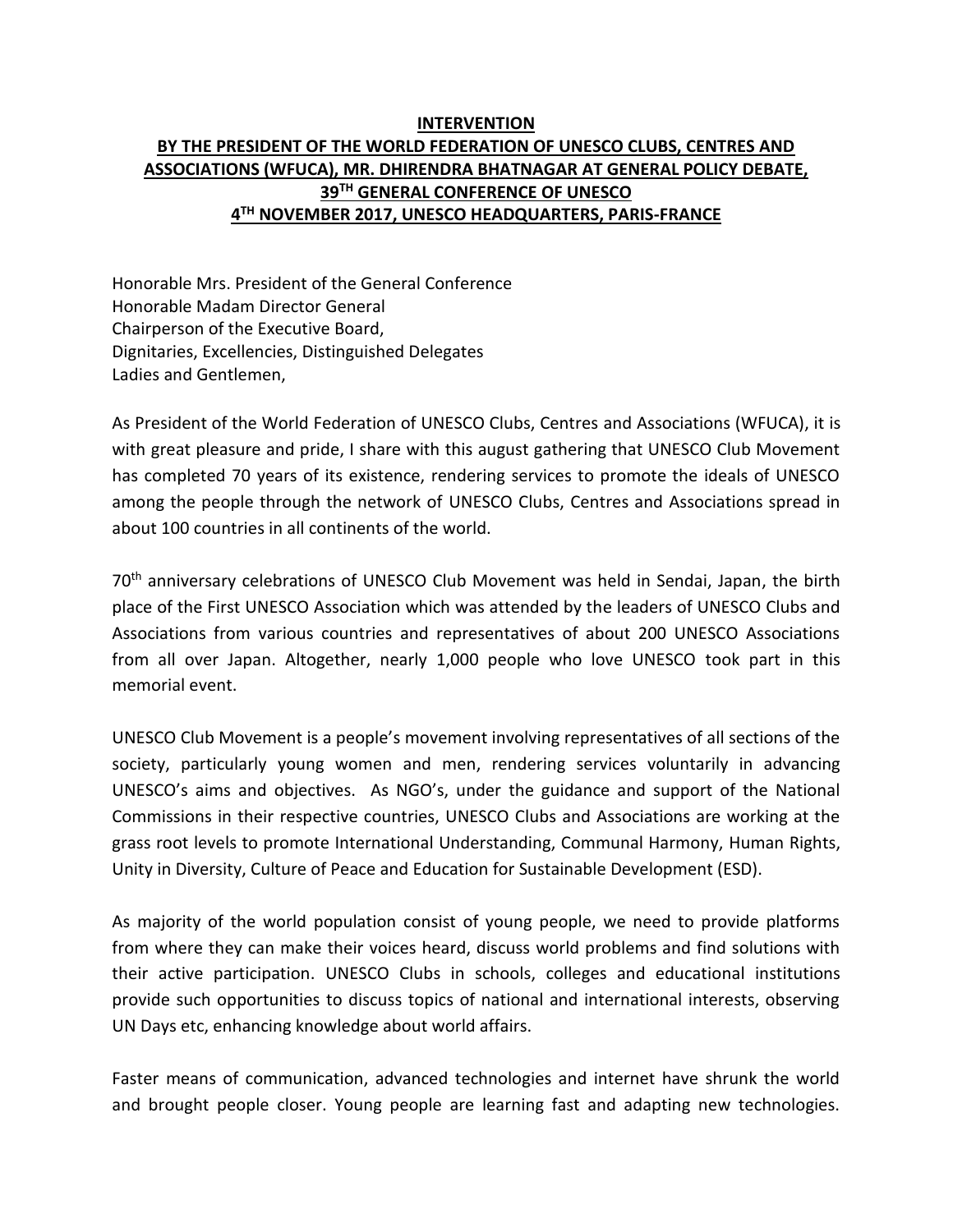**INTERVENTION**

**BY THE PRESIDENT OF THE WORLD FEDERATION OF UNESCO CLUBS, CENTRES AND ASSOCIATIONS (WFUCA), MR. DHIRENDRA BHATNAGAR AT GENERAL POLICY DEBATE, 39TH GENERAL CONFERENCE OF UNESCO 4TH NOVEMBER 2017, UNESCO HEADQUARTERS, PARIS-FRANCE**

Honorable Mrs. President of the General Conference
Honorable Madam Director General
Chairperson of the Executive Board,
Dignitaries, Excellencies, Distinguished Delegates
Ladies and Gentlemen,

As President of the World Federation of UNESCO Clubs, Centres and Associations (WFUCA), it is with great pleasure and pride, I share with this august gathering that UNESCO Club Movement has completed 70 years of its existence, rendering services to promote the ideals of UNESCO among the people through the network of UNESCO Clubs, Centres and Associations spread in about 100 countries in all continents of the world.

70th anniversary celebrations of UNESCO Club Movement was held in Sendai, Japan, the birth place of the First UNESCO Association which was attended by the leaders of UNESCO Clubs and Associations from various countries and representatives of about 200 UNESCO Associations from all over Japan. Altogether, nearly 1,000 people who love UNESCO took part in this memorial event.

UNESCO Club Movement is a people's movement involving representatives of all sections of the society, particularly young women and men, rendering services voluntarily in advancing UNESCO's aims and objectives. As NGO's, under the guidance and support of the National Commissions in their respective countries, UNESCO Clubs and Associations are working at the grass root levels to promote International Understanding, Communal Harmony, Human Rights, Unity in Diversity, Culture of Peace and Education for Sustainable Development (ESD).

As majority of the world population consist of young people, we need to provide platforms from where they can make their voices heard, discuss world problems and find solutions with their active participation. UNESCO Clubs in schools, colleges and educational institutions provide such opportunities to discuss topics of national and international interests, observing UN Days etc, enhancing knowledge about world affairs.

Faster means of communication, advanced technologies and internet have shrunk the world and brought people closer. Young people are learning fast and adapting new technologies.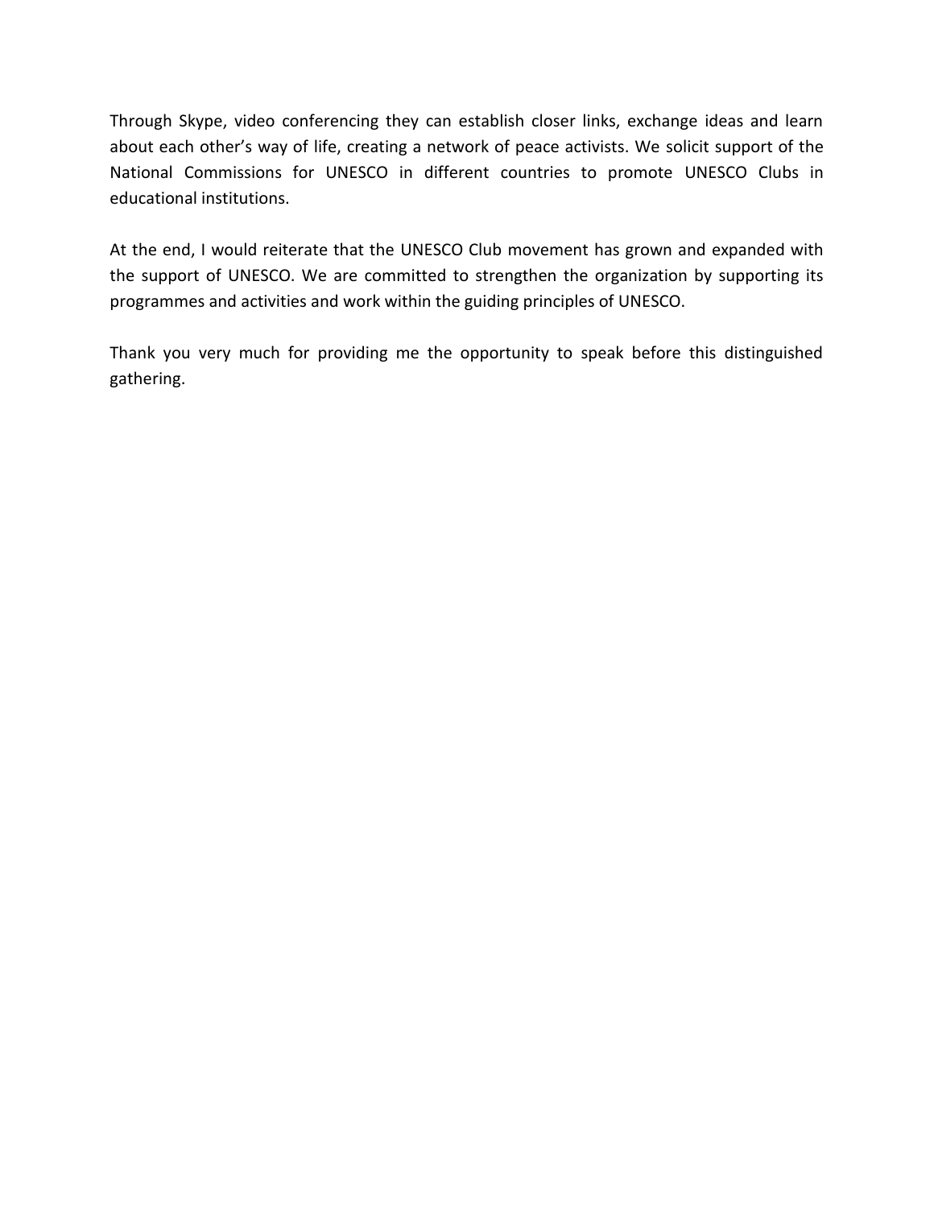Through Skype, video conferencing they can establish closer links, exchange ideas and learn about each other's way of life, creating a network of peace activists. We solicit support of the National Commissions for UNESCO in different countries to promote UNESCO Clubs in educational institutions.

At the end, I would reiterate that the UNESCO Club movement has grown and expanded with the support of UNESCO. We are committed to strengthen the organization by supporting its programmes and activities and work within the guiding principles of UNESCO.

Thank you very much for providing me the opportunity to speak before this distinguished gathering.